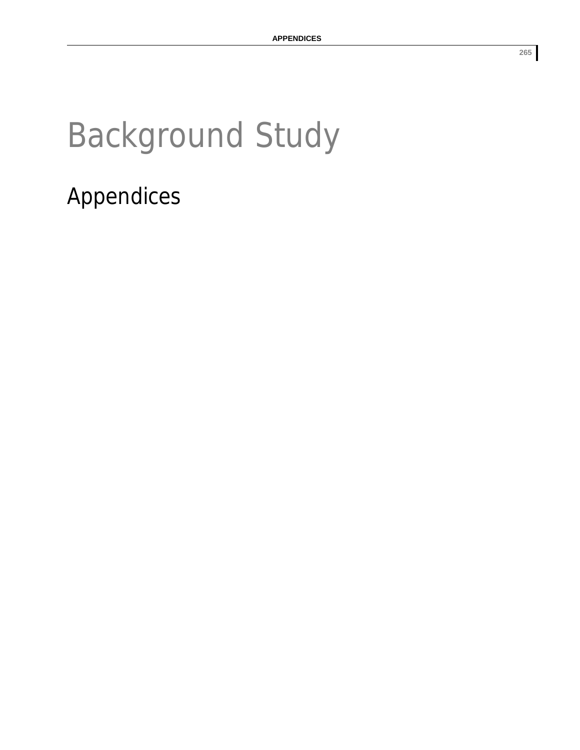# Background Study

## Appendices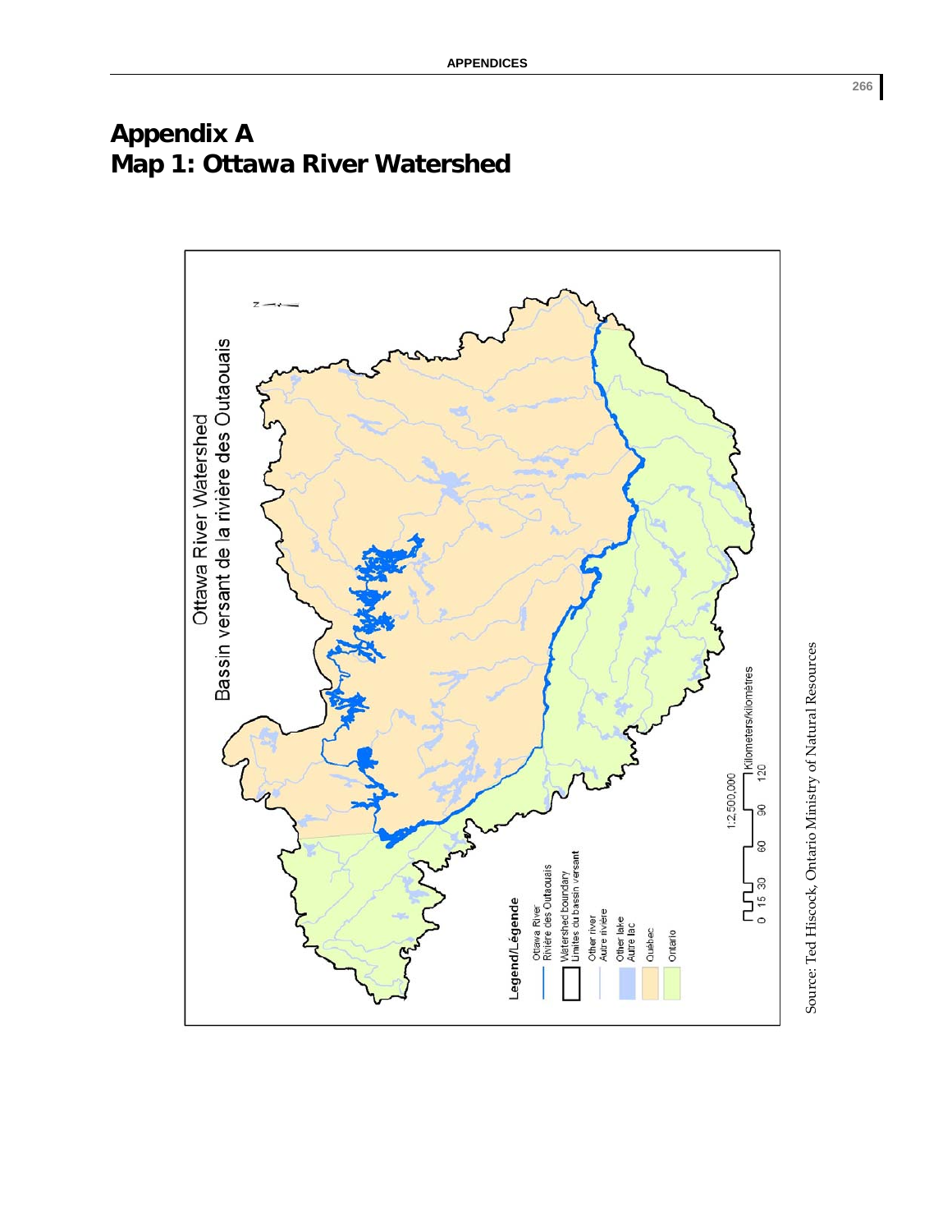# Appendix A
# Map 1: Ottawa River Watershed

Ottawa River Watershed
Bassin versant de la rivière des Outaouais

Legend/Légende
Ottawa River
Rivière des Outaouais
Watershed boundary
Limites du bassin versant
Other river
Autre rivière
Other lake
Autre lac
Québec
Ontario

1:2,500,000
0 15 30 60 90 120
Kilometers/kilomètres

Source: Ted Hiscock, Ontario Ministry of Natural Resources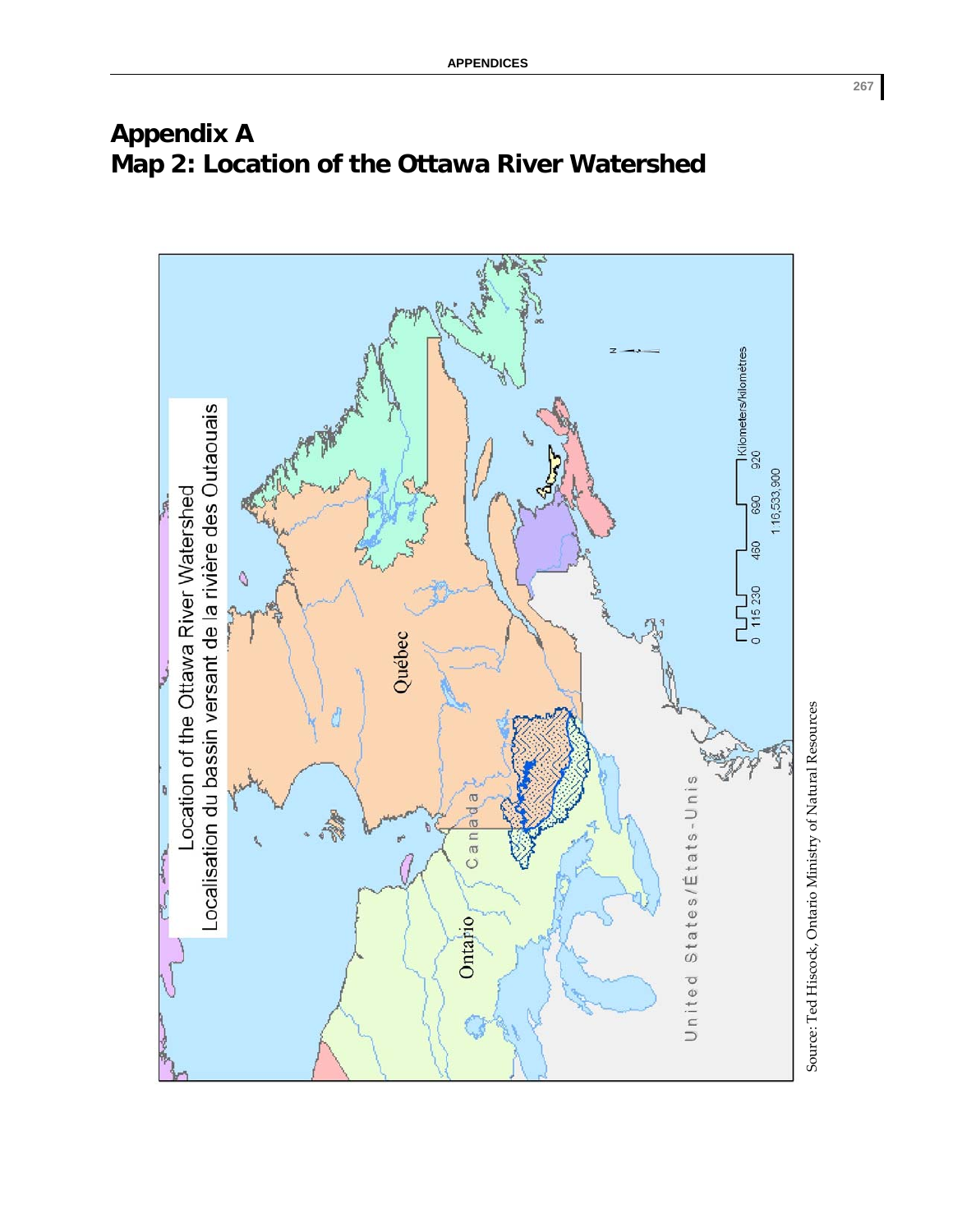# Appendix A
# Map 2: Location of the Ottawa River Watershed

Location of the Ottawa River Watershed
Localisation du bassin versant de la rivière des Outaouais

Québec

Ontario

Canada

United States/États-Unis

N

Kilometers/kilomètres
0 115 230 460 690 920
1:16,533,900

Source: Ted Hiscock, Ontario Ministry of Natural Resources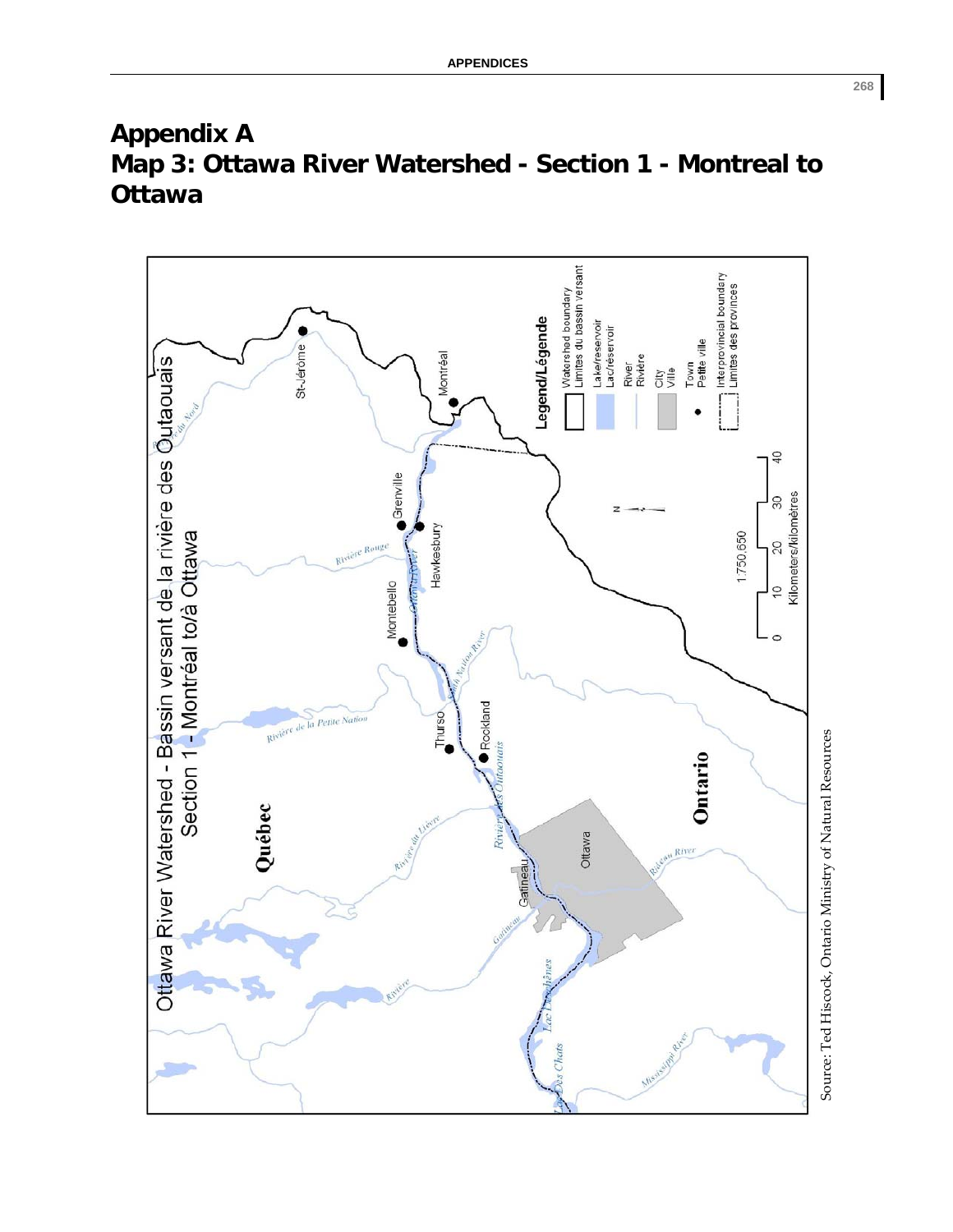# Appendix A

## Map 3: Ottawa River Watershed - Section 1 - Montreal to Ottawa

Ottawa River Watershed - Bassin versant de la rivière des Outaouais
Section 1 - Montréal to/à Ottawa

Legend/Légende
Watershed boundary
Limites du bassin versant
Lake/reservoir
Lac/réservoir
River
Rivière
City
Ville
Town
Petite ville
Interprovincial boundary
Limites des provinces

1:750,650
0 10 20 30 40
Kilometers/kilomètres

N

Québec
Ontario
St-Jérôme
Montréal
Grenville
Hawkesbury
Montebello
Thurso
Rockland
Ottawa
Gatineau
Rivière du Nord
Rivière Rouge
Ottawa River
South Nation River
Rivière de la Petite Nation
Rivière des Outaouais
Rivière du Lièvre
Rideau River
Gatineau
Rivière
Lac Deschênes
Lac des Chats
Mississippi River

Source: Ted Hiscock, Ontario Ministry of Natural Resources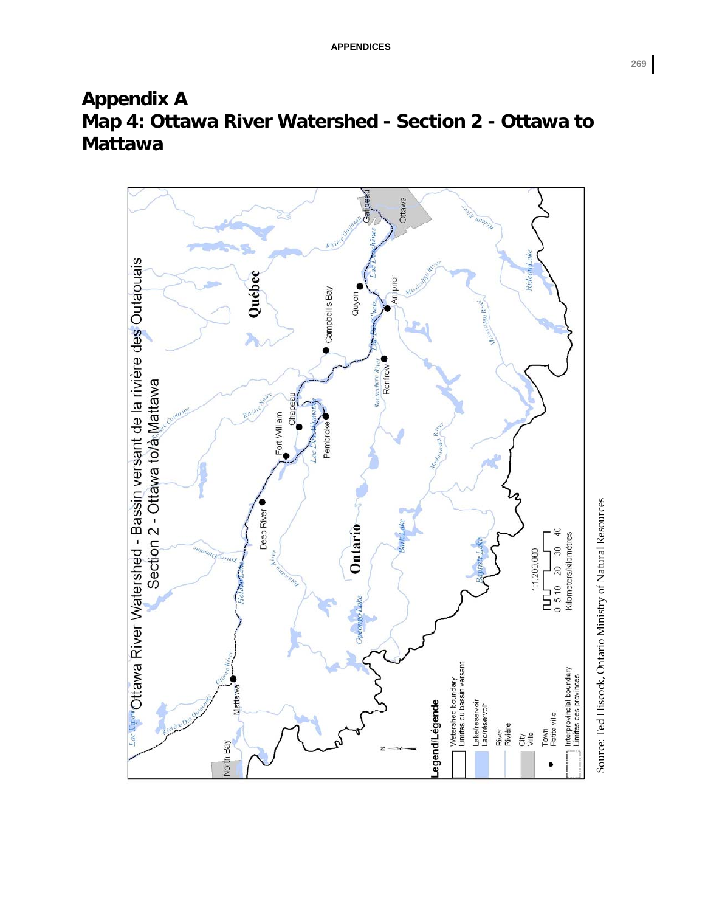# Appendix A
# Map 4: Ottawa River Watershed - Section 2 - Ottawa to Mattawa

Ottawa River Watershed - Bassin versant de la rivière des Outaouais
Section 2 - Ottawa to/à Mattawa

Québec
Ontario

Gatineau
Ottawa
Quyon
Arnprior
Campbell's Bay
Renfrew
Chapeau
Fort William
Pembroke
Deep River
Mattawa
North Bay

Rivière Gatineau
Lac Deschênes
Mississippi River
Lac des Chats
Bonnechere River
Rideau River
Rideau Lake
Rivière Noire
Rivière Coulonge
Lac Coulonge
Lac des Allumettes
Madawaska River
Rivière Dumoine
Holden Lake
Petawawa River
Bark Lake
Baptiste Lake
Opeongo Lake
Ottawa River
Rivière Des Outaouais
Lac Kipawa

1:1,200,000
0 5 10 20 30 40
Kilometers/kilomètres

N

Legend/Légende
Watershed boundary / Limites du bassin versant
Lake/reservoir / Lac/réservoir
River / Rivière
City / Ville
Town / Petite ville
Interprovincial boundary / Limites des provinces

Source: Ted Hiscock, Ontario Ministry of Natural Resources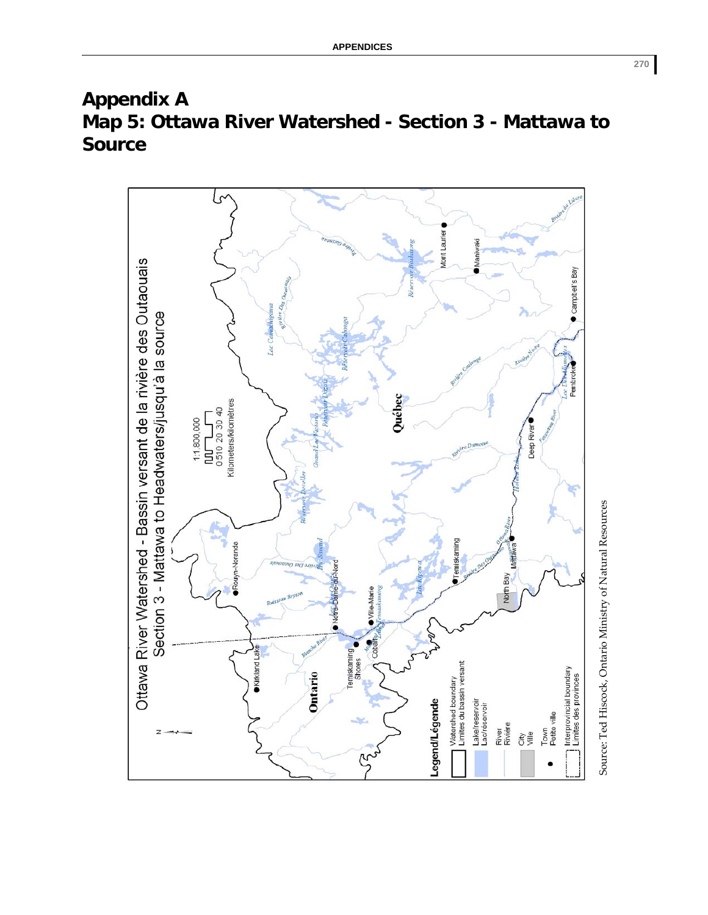# Appendix A
# Map 5: Ottawa River Watershed - Section 3 - Mattawa to Source

Ottawa River Watershed - Bassin versant de la rivière des Outaouais
Section 3 - Mattawa to Headwaters/jusqu'à la source

1:1,800,000
0 5 10 20 30 40
Kilometers/kilomètres

Québec

Ontario

Rivière Gatineau
Mont Laurier
Maniwaki
Réservoir Baskatong
Rivière du Lièvre
Campbell's Bay
Lac Cannachigama
Rivière Des Outaouais
Réservoir Cabonga
Rivière Coulonge
Rivière Noire
Réservoir Dozois
Grand Lac Victoria
Pembroke
Lac Des Allumettes
Deep River
Petawawa River
Rivière Dumoine
Holden Lake
Réservoir Decelles
Ottawa River
Mattawa
Rivière Des Outaouais
Mattawa River
Témiscaming
Lac Simard
Rivière Des Outaouais
Rouyn-Noranda
Notre-Dame-du-Nord
Lac Des Quinze
Lac Kipawa
North Bay
Ville-Marie
Lac Témiskaming
Riviere Beauchastel
Kirkland Lake
Blanche River
Temiskaming Shores
Cobalt
Montreal River

Legend/Légende
Watershed boundary / Limites du bassin versant
Lake/reservoir / Lac/réservoir
River / Rivière
City / Ville
Town / Petite ville
Interprovincial boundary / Limites des provinces

Source: Ted Hiscock, Ontario Ministry of Natural Resources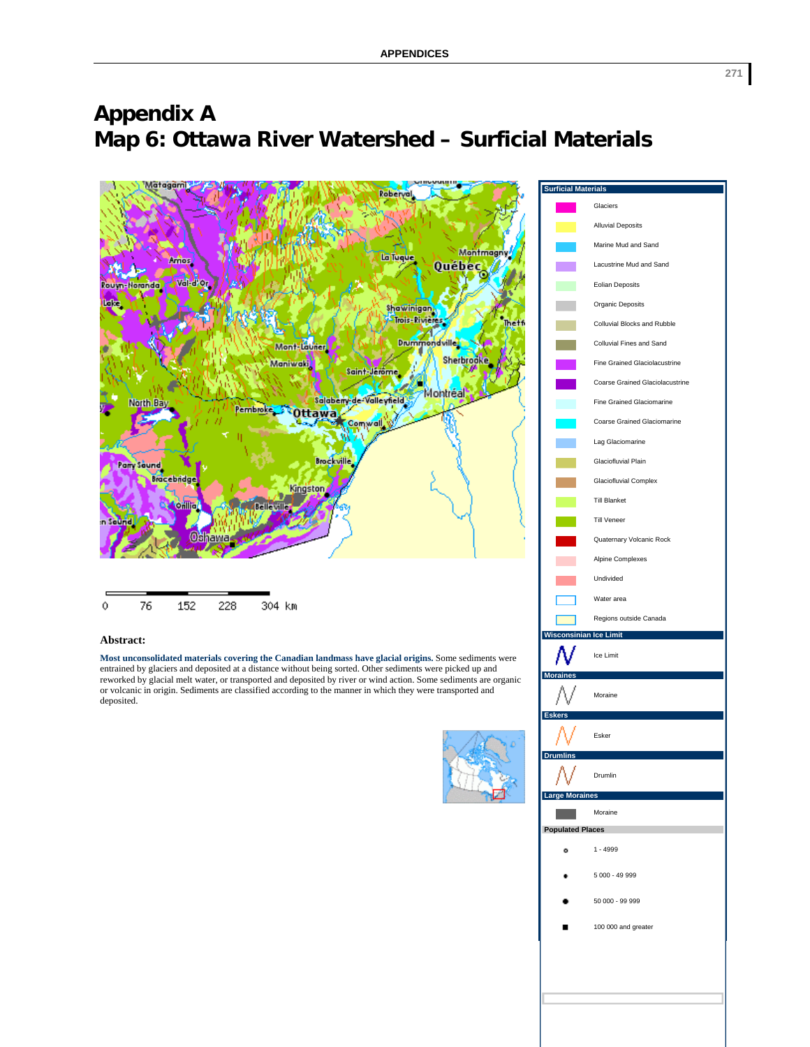# Appendix A
# Map 6: Ottawa River Watershed – Surficial Materials

Matagami
Chicoutimi
Roberval
Amos
La Tuque
Montmagny
Québec
Rouyn-Noranda
Val-d'Or
Lake
Shawinigan
Trois-Rivières
Thetf
Mont-Laurier
Drummondville
Maniwaki
Sherbrooke
Saint-Jérôme
Montréal
North Bay
Salaberry-de-Valleyfield
Pembroke
Ottawa
Cornwall
Brockville
Parry Sound
Bracebridge
Kingston
Orillia
Belleville
n Sound
Oshawa

0 76 152 228 304 km

**Surficial Materials**

Glaciers
Alluvial Deposits
Marine Mud and Sand
Lacustrine Mud and Sand
Eolian Deposits
Organic Deposits
Colluvial Blocks and Rubble
Colluvial Fines and Sand
Fine Grained Glaciolacustrine
Coarse Grained Glaciolacustrine
Fine Grained Glaciomarine
Coarse Grained Glaciomarine
Lag Glaciomarine
Glaciofluvial Plain
Glaciofluvial Complex
Till Blanket
Till Veneer
Quaternary Volcanic Rock
Alpine Complexes
Undivided
Water area
Regions outside Canada

**Wisconsinian Ice Limit**

Ice Limit

**Moraines**

Moraine

**Eskers**

Esker

**Drumlins**

Drumlin

**Large Moraines**

Moraine

**Populated Places**

1 - 4999
5 000 - 49 999
50 000 - 99 999
100 000 and greater

**Abstract:**

**Most unconsolidated materials covering the Canadian landmass have glacial origins.** Some sediments were entrained by glaciers and deposited at a distance without being sorted. Other sediments were picked up and reworked by glacial melt water, or transported and deposited by river or wind action. Some sediments are organic or volcanic in origin. Sediments are classified according to the manner in which they were transported and deposited.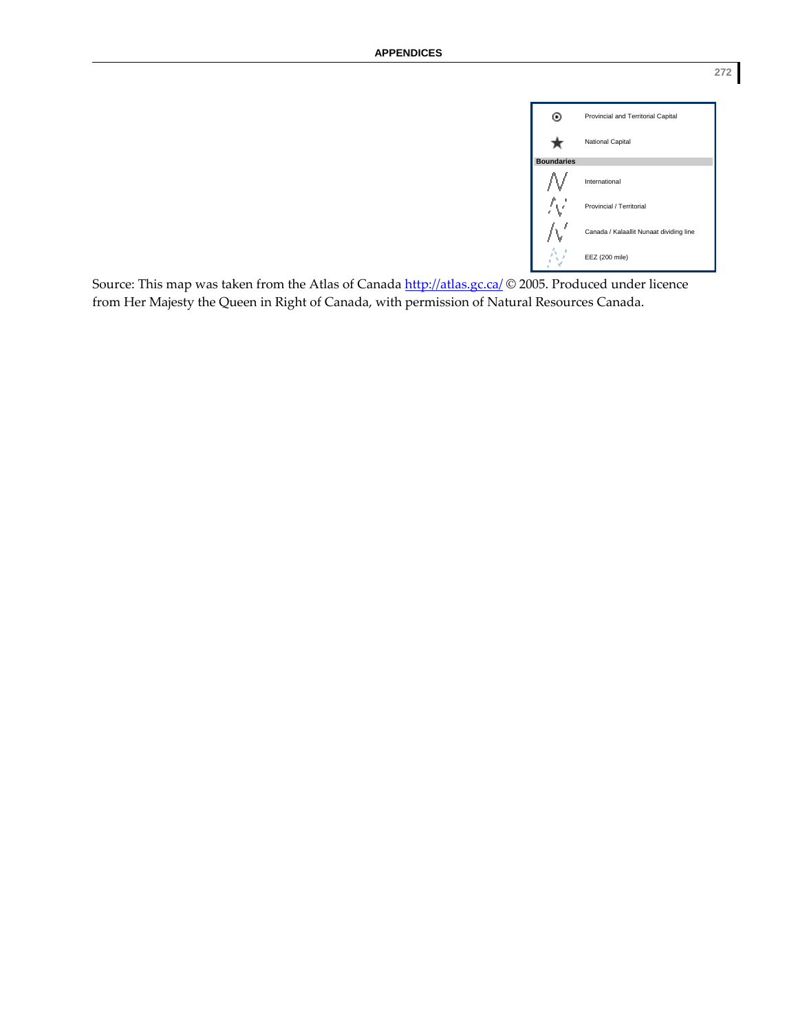Provincial and Territorial Capital

National Capital

**Boundaries**

International

Provincial / Territorial

Canada / Kalaallit Nunaat dividing line

EEZ (200 mile)

Source: This map was taken from the Atlas of Canada http://atlas.gc.ca/ © 2005. Produced under licence from Her Majesty the Queen in Right of Canada, with permission of Natural Resources Canada.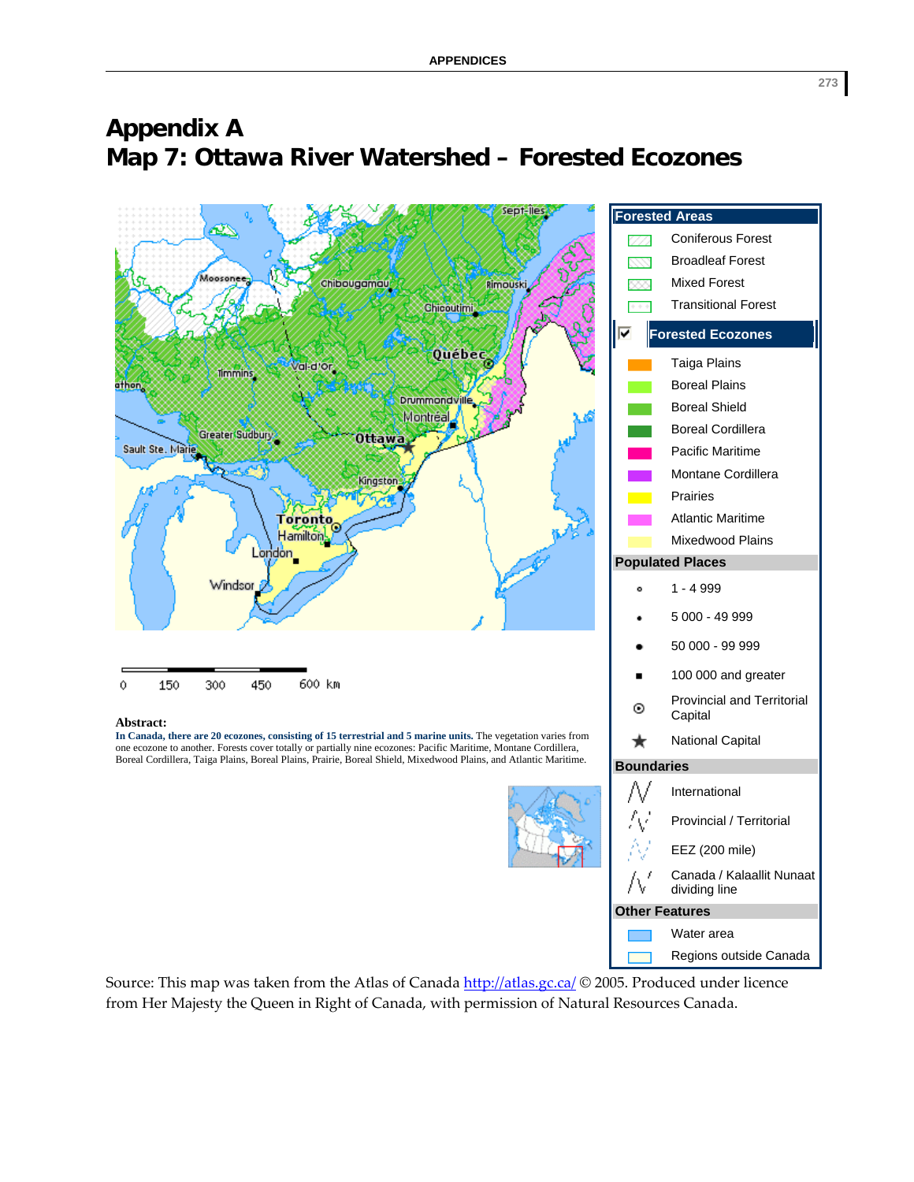# Appendix A
# Map 7: Ottawa River Watershed – Forested Ecozones

Sept-Îles
Moosonee
Chibougamau
Rimouski
Chicoutimi
Québec
Timmins
Val-d'Or
athon
Drummondville
Montréal
Greater Sudbury
Ottawa
Sault Ste. Marie
Kingston
Toronto
Hamilton
London
Windsor

0 150 300 450 600 km

**Forested Areas**
- Coniferous Forest
- Broadleaf Forest
- Mixed Forest
- Transitional Forest

**Forested Ecozones**
- Taiga Plains
- Boreal Plains
- Boreal Shield
- Boreal Cordillera
- Pacific Maritime
- Montane Cordillera
- Prairies
- Atlantic Maritime
- Mixedwood Plains

**Populated Places**
- 1 - 4 999
- 5 000 - 49 999
- 50 000 - 99 999
- 100 000 and greater
- Provincial and Territorial Capital
- National Capital

**Boundaries**
- International
- Provincial / Territorial
- EEZ (200 mile)
- Canada / Kalaallit Nunaat dividing line

**Other Features**
- Water area
- Regions outside Canada

**Abstract:**
**In Canada, there are 20 ecozones, consisting of 15 terrestrial and 5 marine units.** The vegetation varies from one ecozone to another. Forests cover totally or partially nine ecozones: Pacific Maritime, Montane Cordillera, Boreal Cordillera, Taiga Plains, Boreal Plains, Prairie, Boreal Shield, Mixedwood Plains, and Atlantic Maritime.

Source: This map was taken from the Atlas of Canada http://atlas.gc.ca/ © 2005. Produced under licence from Her Majesty the Queen in Right of Canada, with permission of Natural Resources Canada.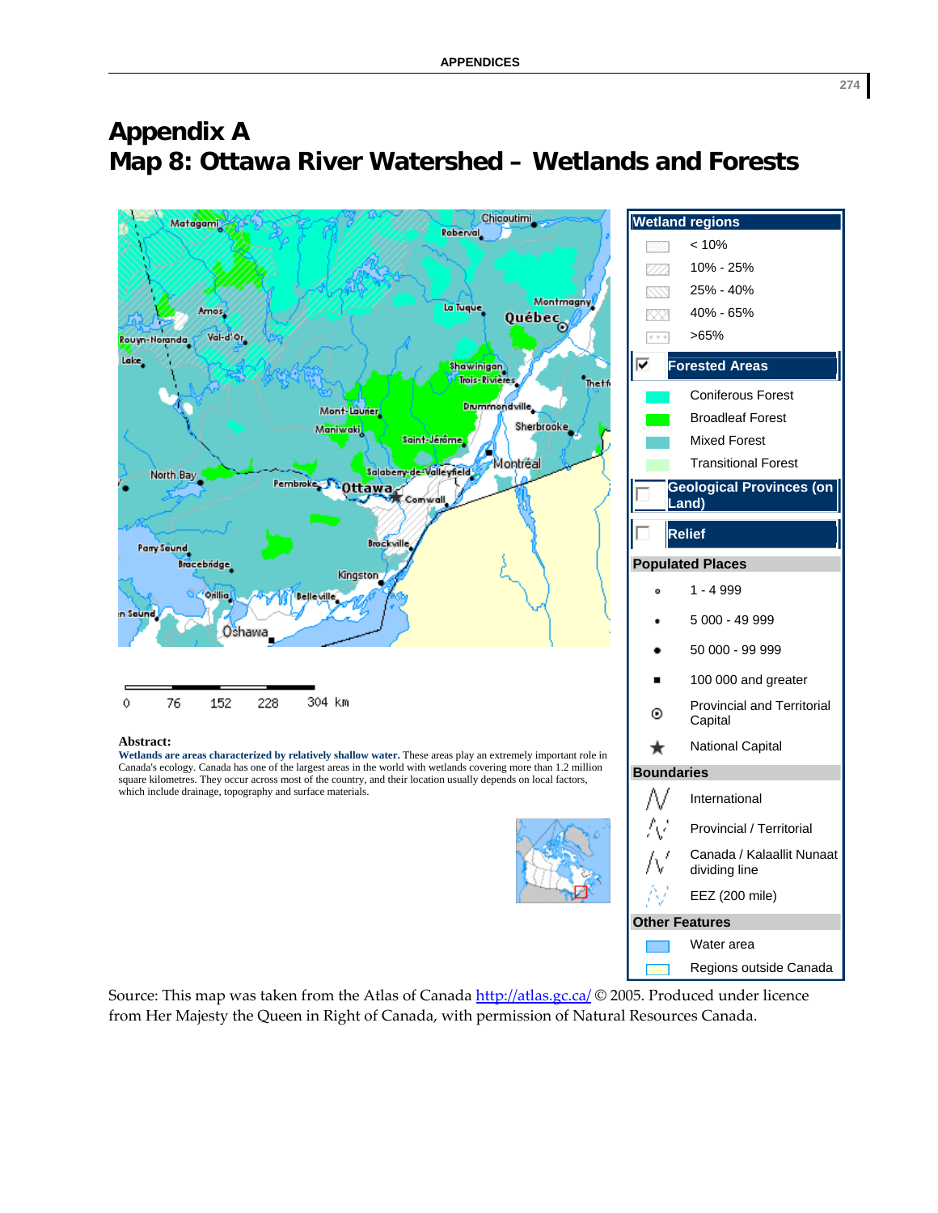# Appendix A
# Map 8: Ottawa River Watershed – Wetlands and Forests

Matagami
Chicoutimi
Roberval
Amos
La Tuque
Montmagny
Québec
Rouyn-Noranda
Val-d'Or
Lake
Shawinigan
Trois-Rivieres
Thetf
Drummondville
Mont-Laurier
Maniwaki
Sherbrooke
Saint-Jérôme
North Bay
Salaberry-de-Valleyfield
Montréal
Pembroke
Ottawa
Cornwall
Brockville
Parry Sound
Bracebridge
Kingston
Orillia
Belleville
n Sound
Oshawa

0 76 152 228 304 km

Wetland regions
< 10%
10% - 25%
25% - 40%
40% - 65%
>65%

Forested Areas
Coniferous Forest
Broadleaf Forest
Mixed Forest
Transitional Forest

Geological Provinces (on Land)

Relief

Populated Places
1 - 4 999
5 000 - 49 999
50 000 - 99 999
100 000 and greater
Provincial and Territorial Capital
National Capital

Boundaries
International
Provincial / Territorial
Canada / Kalaallit Nunaat dividing line
EEZ (200 mile)

Other Features
Water area
Regions outside Canada

**Abstract:**
**Wetlands are areas characterized by relatively shallow water.** These areas play an extremely important role in Canada's ecology. Canada has one of the largest areas in the world with wetlands covering more than 1.2 million square kilometres. They occur across most of the country, and their location usually depends on local factors, which include drainage, topography and surface materials.

Source: This map was taken from the Atlas of Canada http://atlas.gc.ca/ © 2005. Produced under licence from Her Majesty the Queen in Right of Canada, with permission of Natural Resources Canada.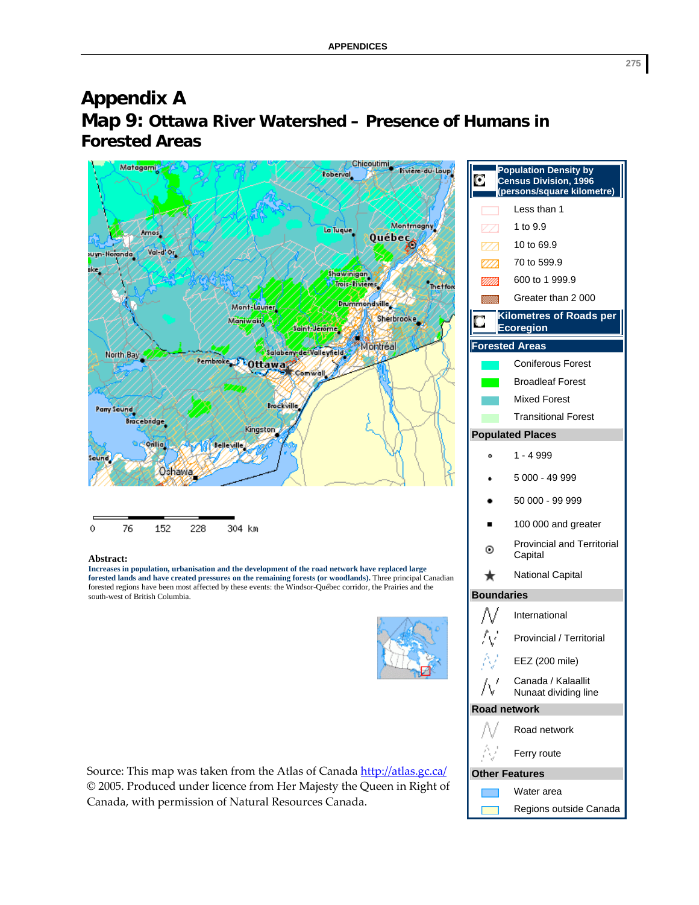# Appendix A

## Map 9: Ottawa River Watershed – Presence of Humans in Forested Areas

Matagami
Chicoutimi
Roberval
Rivière-du-Loup
Amos
La Tuque
Montmagny
Québec
Rouyn-Noranda
Val-d'Or
Shawinigan
Trois-Rivières
Thetford
Mont-Laurier
Drummondville
Maniwaki
Sherbrooke
Saint-Jérôme
North Bay
Salaberry-de-Valleyfield
Montréal
Pembroke
Ottawa
Cornwall
Parry Sound
Brockville
Bracebridge
Kingston
Orillia
Belleville
Sound
Oshawa

0 76 152 228 304 km

**Population Density by Census Division, 1996 (persons/square kilometre)**
- Less than 1
- 1 to 9.9
- 10 to 69.9
- 70 to 599.9
- 600 to 1 999.9
- Greater than 2 000

**Kilometres of Roads per Ecoregion**

**Forested Areas**
- Coniferous Forest
- Broadleaf Forest
- Mixed Forest
- Transitional Forest

**Populated Places**
- 1 - 4 999
- 5 000 - 49 999
- 50 000 - 99 999
- 100 000 and greater
- Provincial and Territorial Capital
- National Capital

**Boundaries**
- International
- Provincial / Territorial
- EEZ (200 mile)
- Canada / Kalaallit Nunaat dividing line

**Road network**
- Road network
- Ferry route

**Other Features**
- Water area
- Regions outside Canada

**Abstract:**
**Increases in population, urbanisation and the development of the road network have replaced large forested lands and have created pressures on the remaining forests (or woodlands).** Three principal Canadian forested regions have been most affected by these events: the Windsor-Québec corridor, the Prairies and the south-west of British Columbia.

Source: This map was taken from the Atlas of Canada http://atlas.gc.ca/ © 2005. Produced under licence from Her Majesty the Queen in Right of Canada, with permission of Natural Resources Canada.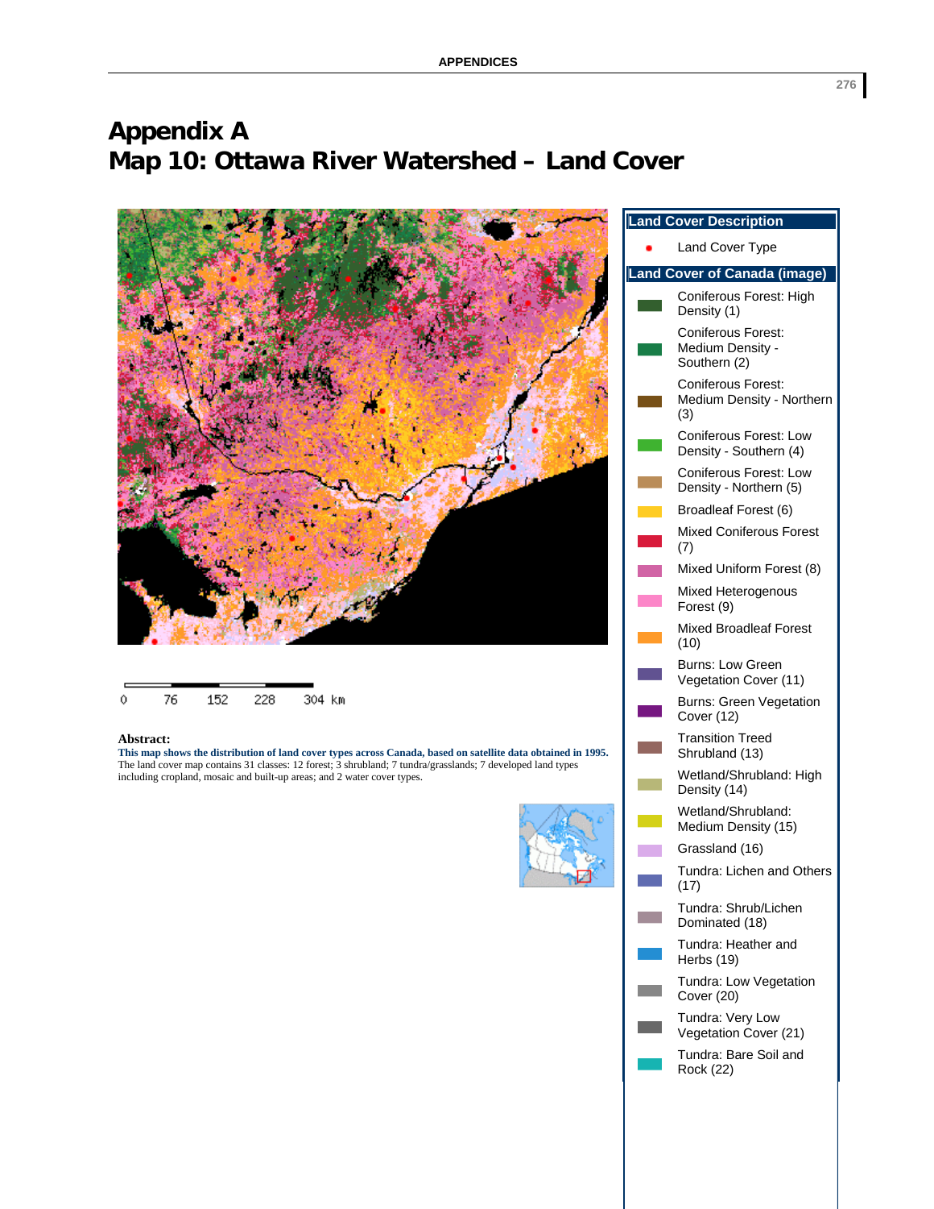# Appendix A
# Map 10: Ottawa River Watershed – Land Cover

0 76 152 228 304 km

**Land Cover Description**

- Land Cover Type

**Land Cover of Canada (image)**

- Coniferous Forest: High Density (1)
- Coniferous Forest: Medium Density - Southern (2)
- Coniferous Forest: Medium Density - Northern (3)
- Coniferous Forest: Low Density - Southern (4)
- Coniferous Forest: Low Density - Northern (5)
- Broadleaf Forest (6)
- Mixed Coniferous Forest (7)
- Mixed Uniform Forest (8)
- Mixed Heterogenous Forest (9)
- Mixed Broadleaf Forest (10)
- Burns: Low Green Vegetation Cover (11)
- Burns: Green Vegetation Cover (12)
- Transition Treed Shrubland (13)
- Wetland/Shrubland: High Density (14)
- Wetland/Shrubland: Medium Density (15)
- Grassland (16)
- Tundra: Lichen and Others (17)
- Tundra: Shrub/Lichen Dominated (18)
- Tundra: Heather and Herbs (19)
- Tundra: Low Vegetation Cover (20)
- Tundra: Very Low Vegetation Cover (21)
- Tundra: Bare Soil and Rock (22)

**Abstract:**
**This map shows the distribution of land cover types across Canada, based on satellite data obtained in 1995.** The land cover map contains 31 classes: 12 forest; 3 shrubland; 7 tundra/grasslands; 7 developed land types including cropland, mosaic and built-up areas; and 2 water cover types.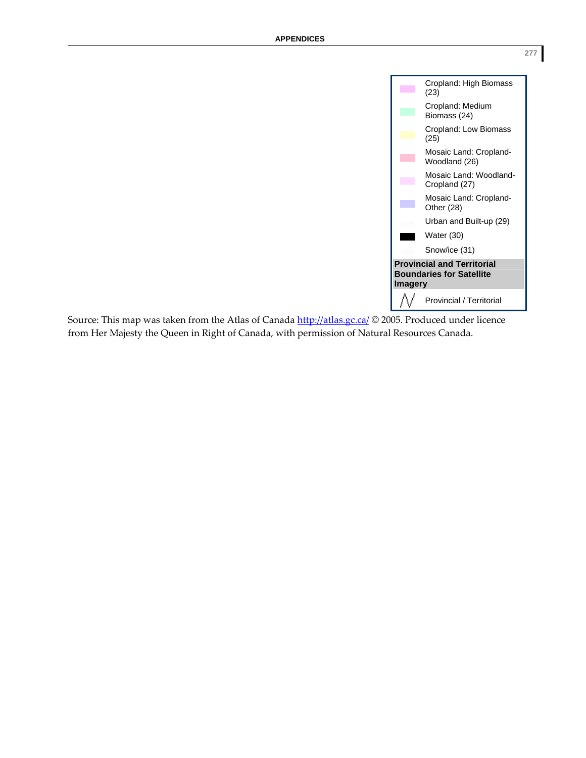Cropland: High Biomass (23)

Cropland: Medium Biomass (24)

Cropland: Low Biomass (25)

Mosaic Land: Cropland-Woodland (26)

Mosaic Land: Woodland-Cropland (27)

Mosaic Land: Cropland-Other (28)

Urban and Built-up (29)

Water (30)

Snow/ice (31)

**Provincial and Territorial Boundaries for Satellite Imagery**

Provincial / Territorial

Source: This map was taken from the Atlas of Canada http://atlas.gc.ca/ © 2005. Produced under licence from Her Majesty the Queen in Right of Canada, with permission of Natural Resources Canada.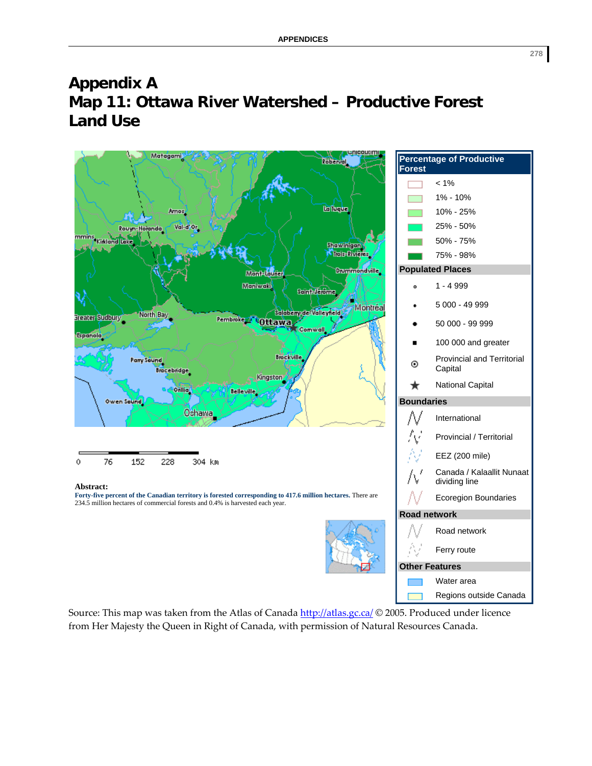# Appendix A
# Map 11: Ottawa River Watershed – Productive Forest Land Use

Matagami
Chicoutimi
Roberval
Amos
La Tuque
Rouyn-Noranda
Val-d'Or
mmins
Kirkland Lake
Shawinigan
Trois-Rivières
Drummondville
Mont-Laurier
Maniwaki
Saint-Jérôme
Montréal
Salaberry-de-Valleyfield
Greater Sudbury
North Bay
Pembroke
Ottawa
Cornwall
Espanola
Brockville
Parry Sound
Bracebridge
Kingston
Orillia
Belleville
Owen Sound
Oshawa

0 76 152 228 304 km

**Percentage of Productive Forest**

< 1%
1% - 10%
10% - 25%
25% - 50%
50% - 75%
75% - 98%

**Populated Places**

1 - 4 999
5 000 - 49 999
50 000 - 99 999
100 000 and greater
Provincial and Territorial Capital
National Capital

**Boundaries**

International
Provincial / Territorial
EEZ (200 mile)
Canada / Kalaallit Nunaat dividing line
Ecoregion Boundaries

**Road network**

Road network
Ferry route

**Other Features**

Water area
Regions outside Canada

**Abstract:**
**Forty-five percent of the Canadian territory is forested corresponding to 417.6 million hectares.** There are 234.5 million hectares of commercial forests and 0.4% is harvested each year.

Source: This map was taken from the Atlas of Canada http://atlas.gc.ca/ © 2005. Produced under licence from Her Majesty the Queen in Right of Canada, with permission of Natural Resources Canada.